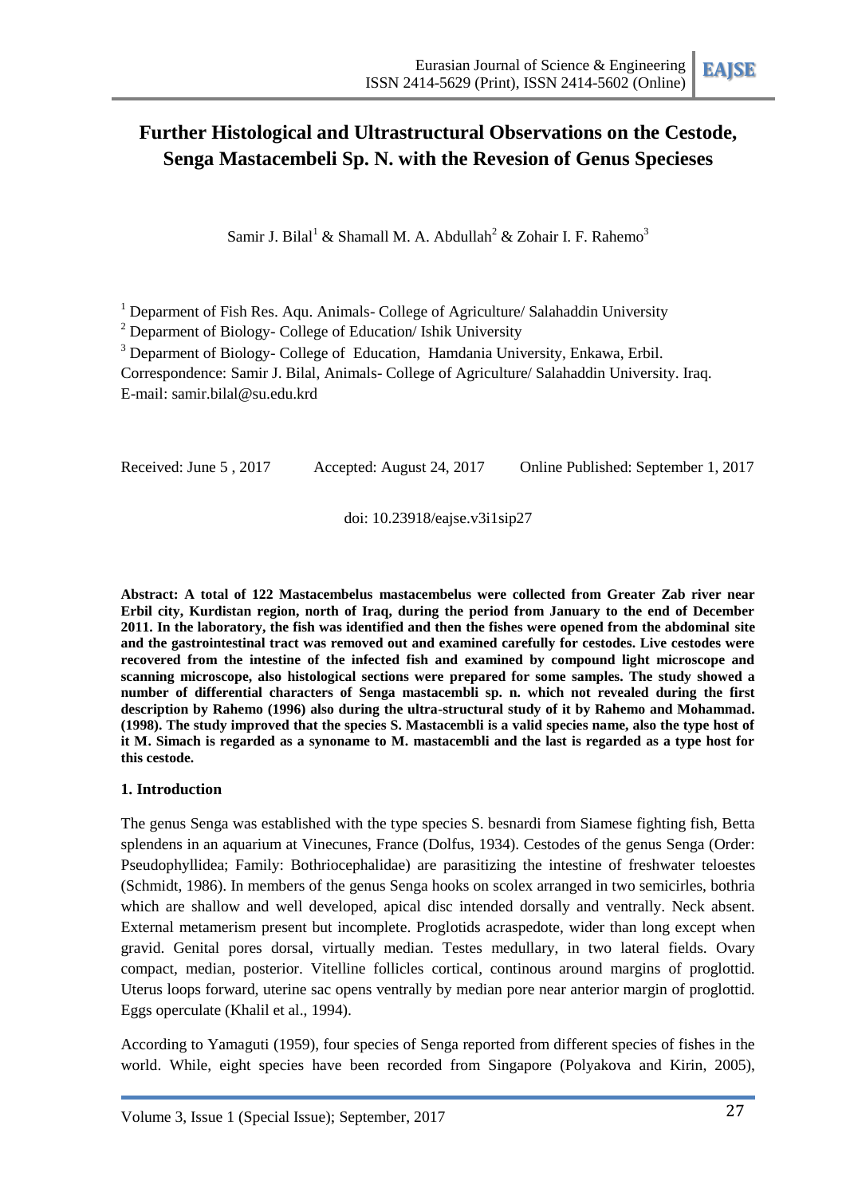# Further Histological and Ultrastructural Observations on the Cestode, Senga Mastacembeli Sp. N. with the Revesion of Genus Specieses

Samir J. Bilal[1] & Shamall M. A. Abdullah[2] & Zohair I. F. Rahemo[3]

[1] Deparment of Fish Res. Aqu. Animals- College of Agriculture/ Salahaddin University

[2] Deparment of Biology- College of Education/ Ishik University

[3] Deparment of Biology- College of Education, Hamdania University, Enkawa, Erbil.

Correspondence: Samir J. Bilal, Animals- College of Agriculture/ Salahaddin University. Iraq.

E-mail: samir.bilal@su.edu.krd

Received: June 5 , 2017 Accepted: August 24, 2017 Online Published: September 1, 2017

doi: 10.23918/eajse.v3i1sip27

**Abstract: A total of 122 Mastacembelus mastacembelus were collected from Greater Zab river near Erbil city, Kurdistan region, north of Iraq, during the period from January to the end of December 2011. In the laboratory, the fish was identified and then the fishes were opened from the abdominal site and the gastrointestinal tract was removed out and examined carefully for cestodes. Live cestodes were recovered from the intestine of the infected fish and examined by compound light microscope and scanning microscope, also histological sections were prepared for some samples. The study showed a number of differential characters of Senga mastacembli sp. n. which not revealed during the first description by Rahemo (1996) also during the ultra-structural study of it by Rahemo and Mohammad. (1998). The study improved that the species S. Mastacembli is a valid species name, also the type host of it M. Simach is regarded as a synoname to M. mastacembli and the last is regarded as a type host for this cestode.**

## 1. Introduction

The genus Senga was established with the type species S. besnardi from Siamese fighting fish, Betta splendens in an aquarium at Vinecunes, France (Dolfus, 1934). Cestodes of the genus Senga (Order: Pseudophyllidea; Family: Bothriocephalidae) are parasitizing the intestine of freshwater teloestes (Schmidt, 1986). In members of the genus Senga hooks on scolex arranged in two semicirles, bothria which are shallow and well developed, apical disc intended dorsally and ventrally. Neck absent. External metamerism present but incomplete. Proglotids acraspedote, wider than long except when gravid. Genital pores dorsal, virtually median. Testes medullary, in two lateral fields. Ovary compact, median, posterior. Vitelline follicles cortical, continous around margins of proglottid. Uterus loops forward, uterine sac opens ventrally by median pore near anterior margin of proglottid. Eggs operculate (Khalil et al., 1994).

According to Yamaguti (1959), four species of Senga reported from different species of fishes in the world. While, eight species have been recorded from Singapore (Polyakova and Kirin, 2005),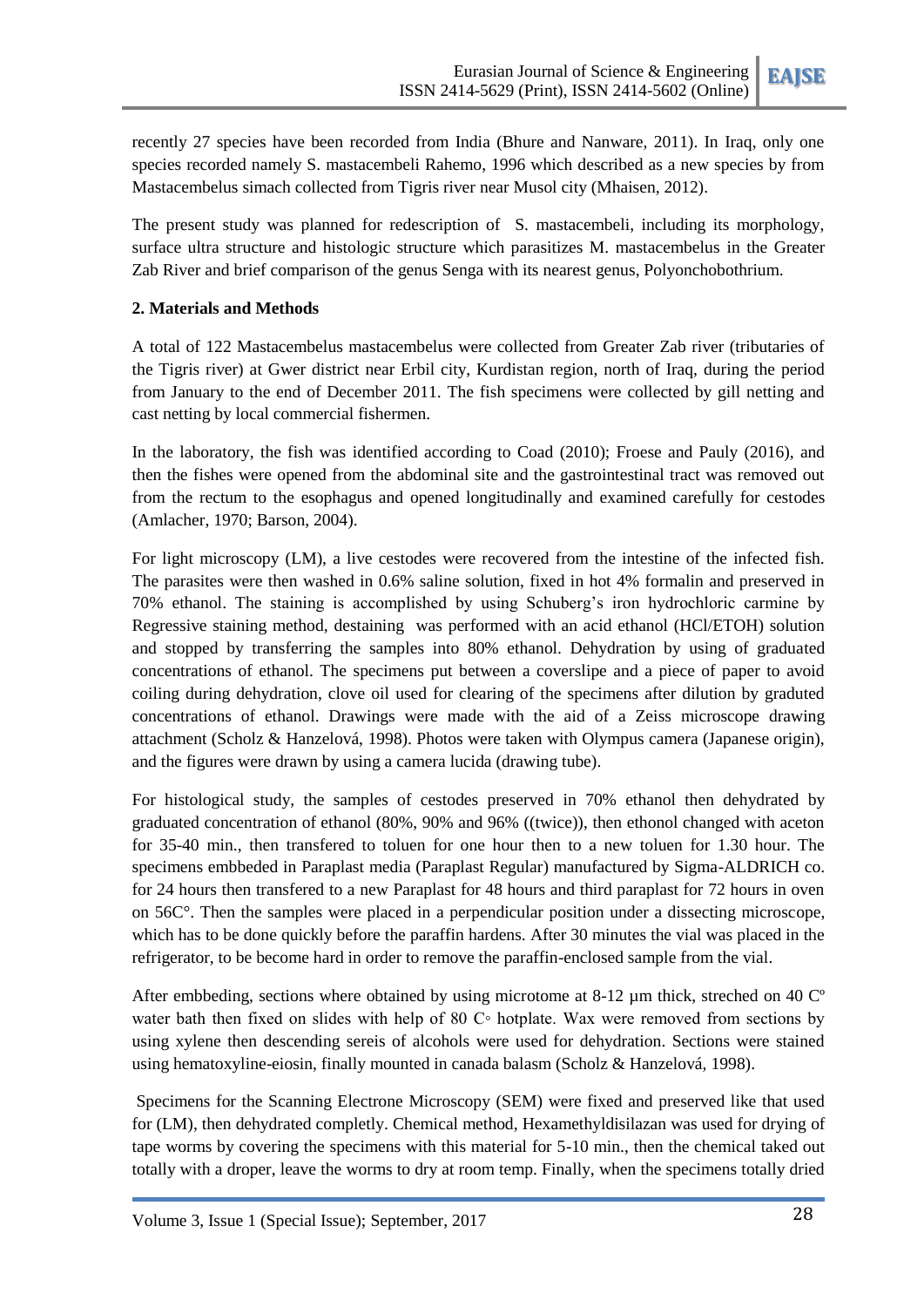recently 27 species have been recorded from India (Bhure and Nanware, 2011). In Iraq, only one species recorded namely S. mastacembeli Rahemo, 1996 which described as a new species by from Mastacembelus simach collected from Tigris river near Musol city (Mhaisen, 2012).

The present study was planned for redescription of S. mastacembeli, including its morphology, surface ultra structure and histologic structure which parasitizes M. mastacembelus in the Greater Zab River and brief comparison of the genus Senga with its nearest genus, Polyonchobothrium.

**2. Materials and Methods**

A total of 122 Mastacembelus mastacembelus were collected from Greater Zab river (tributaries of the Tigris river) at Gwer district near Erbil city, Kurdistan region, north of Iraq, during the period from January to the end of December 2011. The fish specimens were collected by gill netting and cast netting by local commercial fishermen.

In the laboratory, the fish was identified according to Coad (2010); Froese and Pauly (2016), and then the fishes were opened from the abdominal site and the gastrointestinal tract was removed out from the rectum to the esophagus and opened longitudinally and examined carefully for cestodes (Amlacher, 1970; Barson, 2004).

For light microscopy (LM), a live cestodes were recovered from the intestine of the infected fish. The parasites were then washed in 0.6% saline solution, fixed in hot 4% formalin and preserved in 70% ethanol. The staining is accomplished by using Schuberg's iron hydrochloric carmine by Regressive staining method, destaining was performed with an acid ethanol (HCl/ETOH) solution and stopped by transferring the samples into 80% ethanol. Dehydration by using of graduated concentrations of ethanol. The specimens put between a coverslipe and a piece of paper to avoid coiling during dehydration, clove oil used for clearing of the specimens after dilution by graduted concentrations of ethanol. Drawings were made with the aid of a Zeiss microscope drawing attachment (Scholz & Hanzelová, 1998). Photos were taken with Olympus camera (Japanese origin), and the figures were drawn by using a camera lucida (drawing tube).

For histological study, the samples of cestodes preserved in 70% ethanol then dehydrated by graduated concentration of ethanol (80%, 90% and 96% ((twice)), then ethonol changed with aceton for 35-40 min., then transfered to toluen for one hour then to a new toluen for 1.30 hour. The specimens embbeded in Paraplast media (Paraplast Regular) manufactured by Sigma-ALDRICH co. for 24 hours then transfered to a new Paraplast for 48 hours and third paraplast for 72 hours in oven on 56C°. Then the samples were placed in a perpendicular position under a dissecting microscope, which has to be done quickly before the paraffin hardens. After 30 minutes the vial was placed in the refrigerator, to be become hard in order to remove the paraffin-enclosed sample from the vial.

After embbeding, sections where obtained by using microtome at 8-12 µm thick, streched on 40 Cº water bath then fixed on slides with help of 80 C◦ hotplate. Wax were removed from sections by using xylene then descending sereis of alcohols were used for dehydration. Sections were stained using hematoxyline-eiosin, finally mounted in canada balasm (Scholz & Hanzelová, 1998).

Specimens for the Scanning Electrone Microscopy (SEM) were fixed and preserved like that used for (LM), then dehydrated completly. Chemical method, Hexamethyldisilazan was used for drying of tape worms by covering the specimens with this material for 5-10 min., then the chemical taked out totally with a droper, leave the worms to dry at room temp. Finally, when the specimens totally dried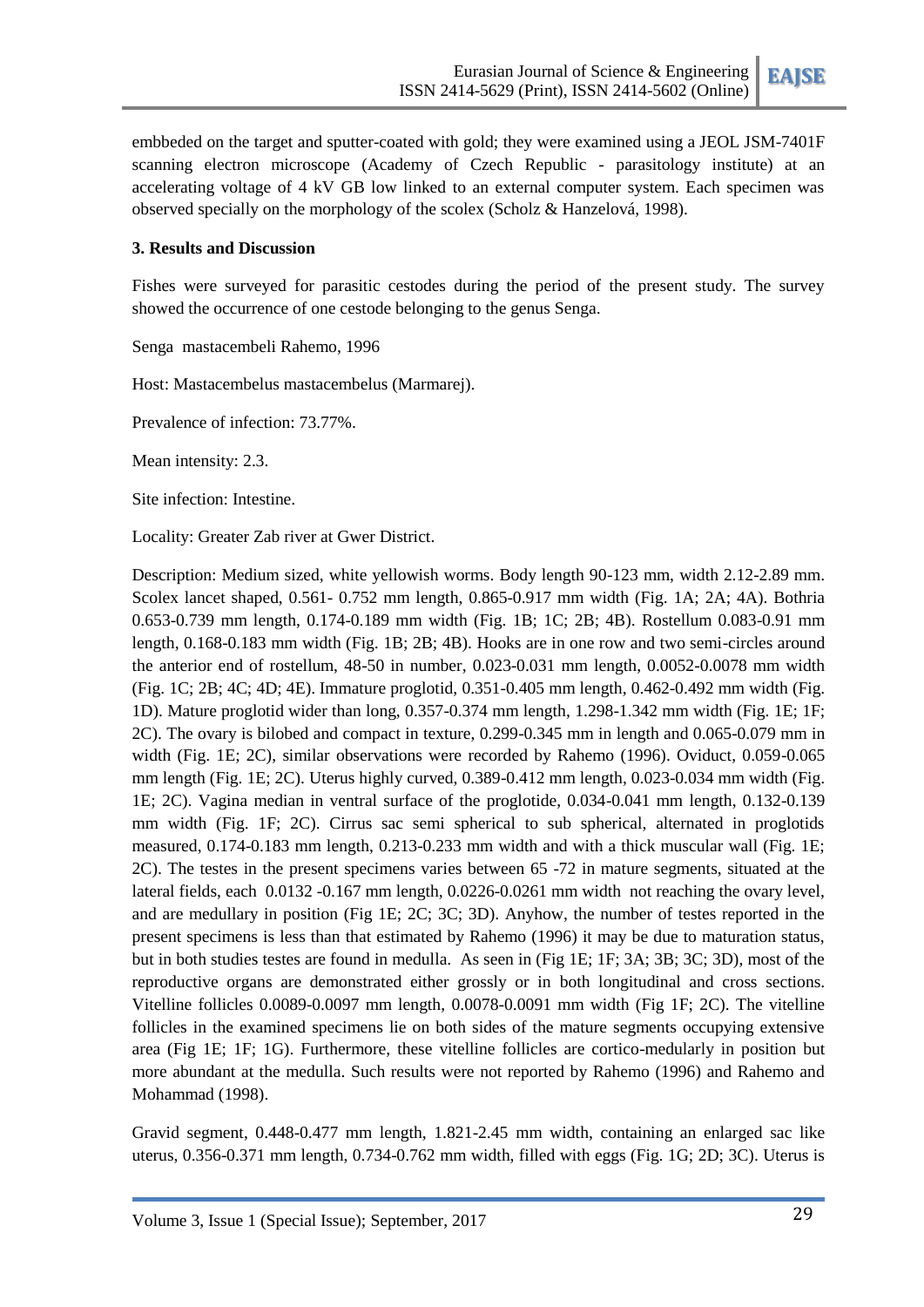embbeded on the target and sputter-coated with gold; they were examined using a JEOL JSM-7401F scanning electron microscope (Academy of Czech Republic - parasitology institute) at an accelerating voltage of 4 kV GB low linked to an external computer system. Each specimen was observed specially on the morphology of the scolex (Scholz & Hanzelová, 1998).

### 3. Results and Discussion

Fishes were surveyed for parasitic cestodes during the period of the present study. The survey showed the occurrence of one cestode belonging to the genus Senga.

Senga mastacembeli Rahemo, 1996

Host: Mastacembelus mastacembelus (Marmarej).

Prevalence of infection: 73.77%.

Mean intensity: 2.3.

Site infection: Intestine.

Locality: Greater Zab river at Gwer District.

Description: Medium sized, white yellowish worms. Body length 90-123 mm, width 2.12-2.89 mm. Scolex lancet shaped, 0.561- 0.752 mm length, 0.865-0.917 mm width (Fig. 1A; 2A; 4A). Bothria 0.653-0.739 mm length, 0.174-0.189 mm width (Fig. 1B; 1C; 2B; 4B). Rostellum 0.083-0.91 mm length, 0.168-0.183 mm width (Fig. 1B; 2B; 4B). Hooks are in one row and two semi-circles around the anterior end of rostellum, 48-50 in number, 0.023-0.031 mm length, 0.0052-0.0078 mm width (Fig. 1C; 2B; 4C; 4D; 4E). Immature proglotid, 0.351-0.405 mm length, 0.462-0.492 mm width (Fig. 1D). Mature proglotid wider than long, 0.357-0.374 mm length, 1.298-1.342 mm width (Fig. 1E; 1F; 2C). The ovary is bilobed and compact in texture, 0.299-0.345 mm in length and 0.065-0.079 mm in width (Fig. 1E; 2C), similar observations were recorded by Rahemo (1996). Oviduct, 0.059-0.065 mm length (Fig. 1E; 2C). Uterus highly curved, 0.389-0.412 mm length, 0.023-0.034 mm width (Fig. 1E; 2C). Vagina median in ventral surface of the proglotide, 0.034-0.041 mm length, 0.132-0.139 mm width (Fig. 1F; 2C). Cirrus sac semi spherical to sub spherical, alternated in proglotids measured, 0.174-0.183 mm length, 0.213-0.233 mm width and with a thick muscular wall (Fig. 1E; 2C). The testes in the present specimens varies between 65 -72 in mature segments, situated at the lateral fields, each 0.0132 -0.167 mm length, 0.0226-0.0261 mm width not reaching the ovary level, and are medullary in position (Fig 1E; 2C; 3C; 3D). Anyhow, the number of testes reported in the present specimens is less than that estimated by Rahemo (1996) it may be due to maturation status, but in both studies testes are found in medulla. As seen in (Fig 1E; 1F; 3A; 3B; 3C; 3D), most of the reproductive organs are demonstrated either grossly or in both longitudinal and cross sections. Vitelline follicles 0.0089-0.0097 mm length, 0.0078-0.0091 mm width (Fig 1F; 2C). The vitelline follicles in the examined specimens lie on both sides of the mature segments occupying extensive area (Fig 1E; 1F; 1G). Furthermore, these vitelline follicles are cortico-medularly in position but more abundant at the medulla. Such results were not reported by Rahemo (1996) and Rahemo and Mohammad (1998).

Gravid segment, 0.448-0.477 mm length, 1.821-2.45 mm width, containing an enlarged sac like uterus, 0.356-0.371 mm length, 0.734-0.762 mm width, filled with eggs (Fig. 1G; 2D; 3C). Uterus is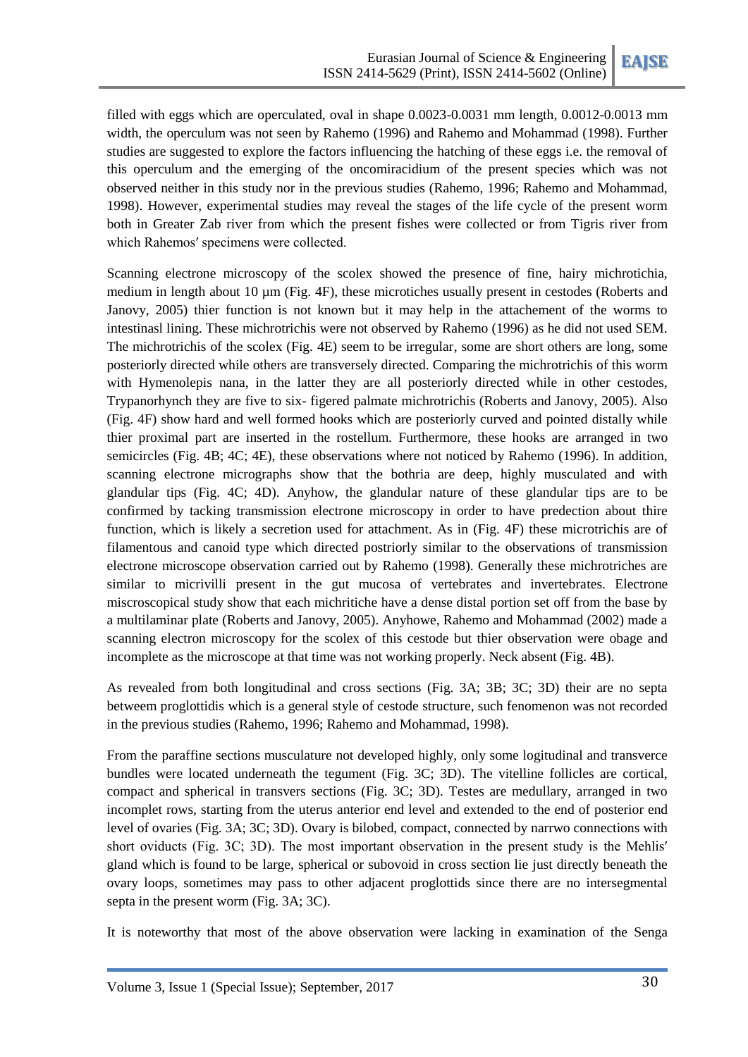filled with eggs which are operculated, oval in shape 0.0023-0.0031 mm length, 0.0012-0.0013 mm width, the operculum was not seen by Rahemo (1996) and Rahemo and Mohammad (1998). Further studies are suggested to explore the factors influencing the hatching of these eggs i.e. the removal of this operculum and the emerging of the oncomiracidium of the present species which was not observed neither in this study nor in the previous studies (Rahemo, 1996; Rahemo and Mohammad, 1998). However, experimental studies may reveal the stages of the life cycle of the present worm both in Greater Zab river from which the present fishes were collected or from Tigris river from which Rahemos′ specimens were collected.

Scanning electrone microscopy of the scolex showed the presence of fine, hairy michrotichia, medium in length about 10 µm (Fig. 4F), these microtiches usually present in cestodes (Roberts and Janovy, 2005) thier function is not known but it may help in the attachement of the worms to intestinasl lining. These michrotrichis were not observed by Rahemo (1996) as he did not used SEM. The michrotrichis of the scolex (Fig. 4E) seem to be irregular, some are short others are long, some posteriorly directed while others are transversely directed. Comparing the michrotrichis of this worm with Hymenolepis nana, in the latter they are all posteriorly directed while in other cestodes, Trypanorhynch they are five to six- figered palmate michrotrichis (Roberts and Janovy, 2005). Also (Fig. 4F) show hard and well formed hooks which are posteriorly curved and pointed distally while thier proximal part are inserted in the rostellum. Furthermore, these hooks are arranged in two semicircles (Fig. 4B; 4C; 4E), these observations where not noticed by Rahemo (1996). In addition, scanning electrone micrographs show that the bothria are deep, highly musculated and with glandular tips (Fig. 4C; 4D). Anyhow, the glandular nature of these glandular tips are to be confirmed by tacking transmission electrone microscopy in order to have predection about thire function, which is likely a secretion used for attachment. As in (Fig. 4F) these microtrichis are of filamentous and canoid type which directed postriorly similar to the observations of transmission electrone microscope observation carried out by Rahemo (1998). Generally these michrotriches are similar to micrivilli present in the gut mucosa of vertebrates and invertebrates. Electrone miscroscopical study show that each michritiche have a dense distal portion set off from the base by a multilaminar plate (Roberts and Janovy, 2005). Anyhowe, Rahemo and Mohammad (2002) made a scanning electron microscopy for the scolex of this cestode but thier observation were obage and incomplete as the microscope at that time was not working properly. Neck absent (Fig. 4B).

As revealed from both longitudinal and cross sections (Fig. 3A; 3B; 3C; 3D) their are no septa betweem proglottidis which is a general style of cestode structure, such fenomenon was not recorded in the previous studies (Rahemo, 1996; Rahemo and Mohammad, 1998).

From the paraffine sections musculature not developed highly, only some logitudinal and transverce bundles were located underneath the tegument (Fig. 3C; 3D). The vitelline follicles are cortical, compact and spherical in transvers sections (Fig. 3C; 3D). Testes are medullary, arranged in two incomplet rows, starting from the uterus anterior end level and extended to the end of posterior end level of ovaries (Fig. 3A; 3C; 3D). Ovary is bilobed, compact, connected by narrwo connections with short oviducts (Fig. 3C; 3D). The most important observation in the present study is the Mehlis′ gland which is found to be large, spherical or subovoid in cross section lie just directly beneath the ovary loops, sometimes may pass to other adjacent proglottids since there are no intersegmental septa in the present worm (Fig. 3A; 3C).

It is noteworthy that most of the above observation were lacking in examination of the Senga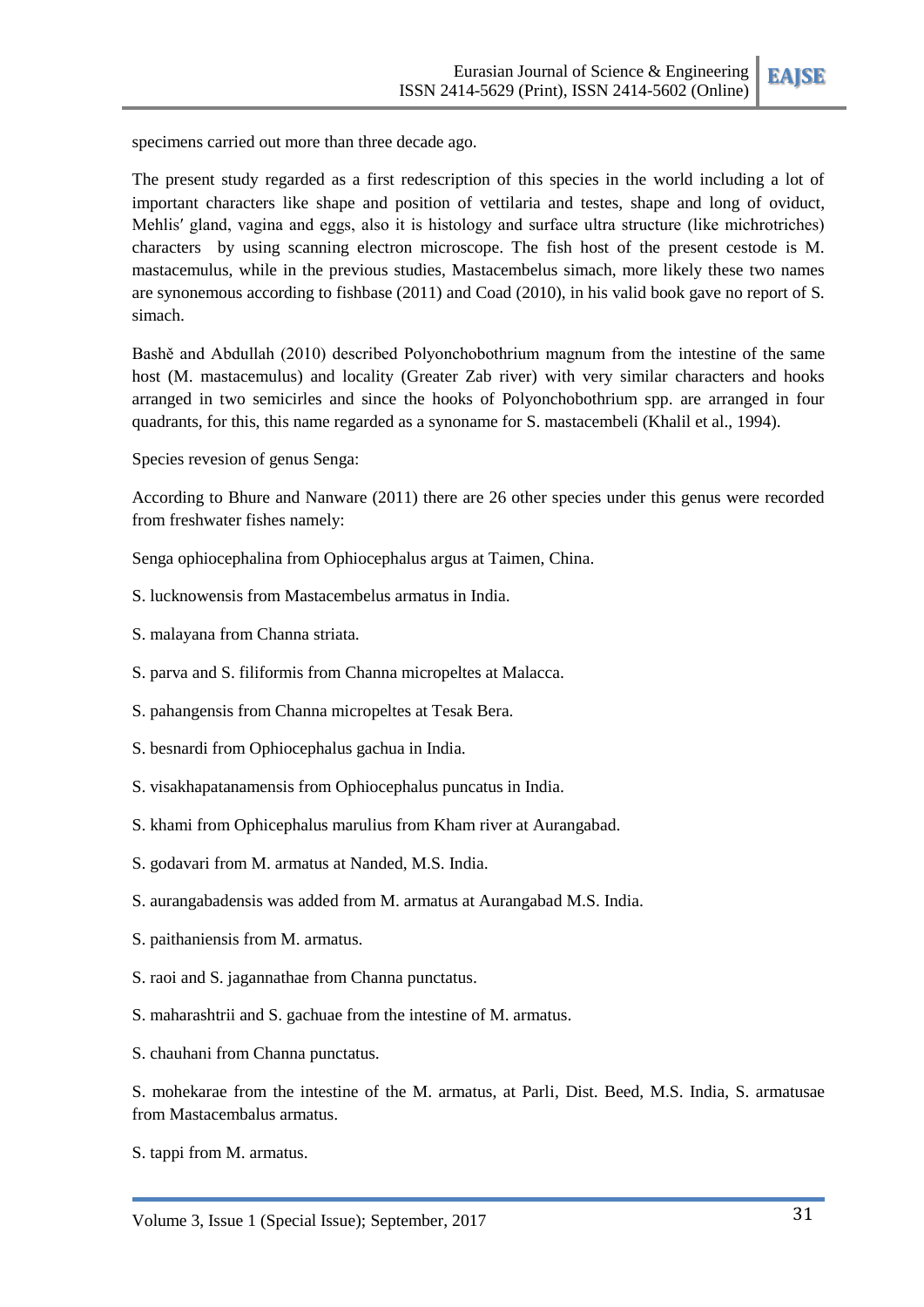specimens carried out more than three decade ago.

The present study regarded as a first redescription of this species in the world including a lot of important characters like shape and position of vettilaria and testes, shape and long of oviduct, Mehlis′ gland, vagina and eggs, also it is histology and surface ultra structure (like michrotriches) characters by using scanning electron microscope. The fish host of the present cestode is M. mastacemulus, while in the previous studies, Mastacembelus simach, more likely these two names are synonemous according to fishbase (2011) and Coad (2010), in his valid book gave no report of S. simach.

Bashě and Abdullah (2010) described Polyonchobothrium magnum from the intestine of the same host (M. mastacemulus) and locality (Greater Zab river) with very similar characters and hooks arranged in two semicirles and since the hooks of Polyonchobothrium spp. are arranged in four quadrants, for this, this name regarded as a synoname for S. mastacembeli (Khalil et al., 1994).

Species revesion of genus Senga:

According to Bhure and Nanware (2011) there are 26 other species under this genus were recorded from freshwater fishes namely:

Senga ophiocephalina from Ophiocephalus argus at Taimen, China.

S. lucknowensis from Mastacembelus armatus in India.

S. malayana from Channa striata.

S. parva and S. filiformis from Channa micropeltes at Malacca.

S. pahangensis from Channa micropeltes at Tesak Bera.

S. besnardi from Ophiocephalus gachua in India.

S. visakhapatanamensis from Ophiocephalus puncatus in India.

S. khami from Ophicephalus marulius from Kham river at Aurangabad.

S. godavari from M. armatus at Nanded, M.S. India.

S. aurangabadensis was added from M. armatus at Aurangabad M.S. India.

S. paithaniensis from M. armatus.

S. raoi and S. jagannathae from Channa punctatus.

S. maharashtrii and S. gachuae from the intestine of M. armatus.

S. chauhani from Channa punctatus.

S. mohekarae from the intestine of the M. armatus, at Parli, Dist. Beed, M.S. India, S. armatusae from Mastacembalus armatus.

S. tappi from M. armatus.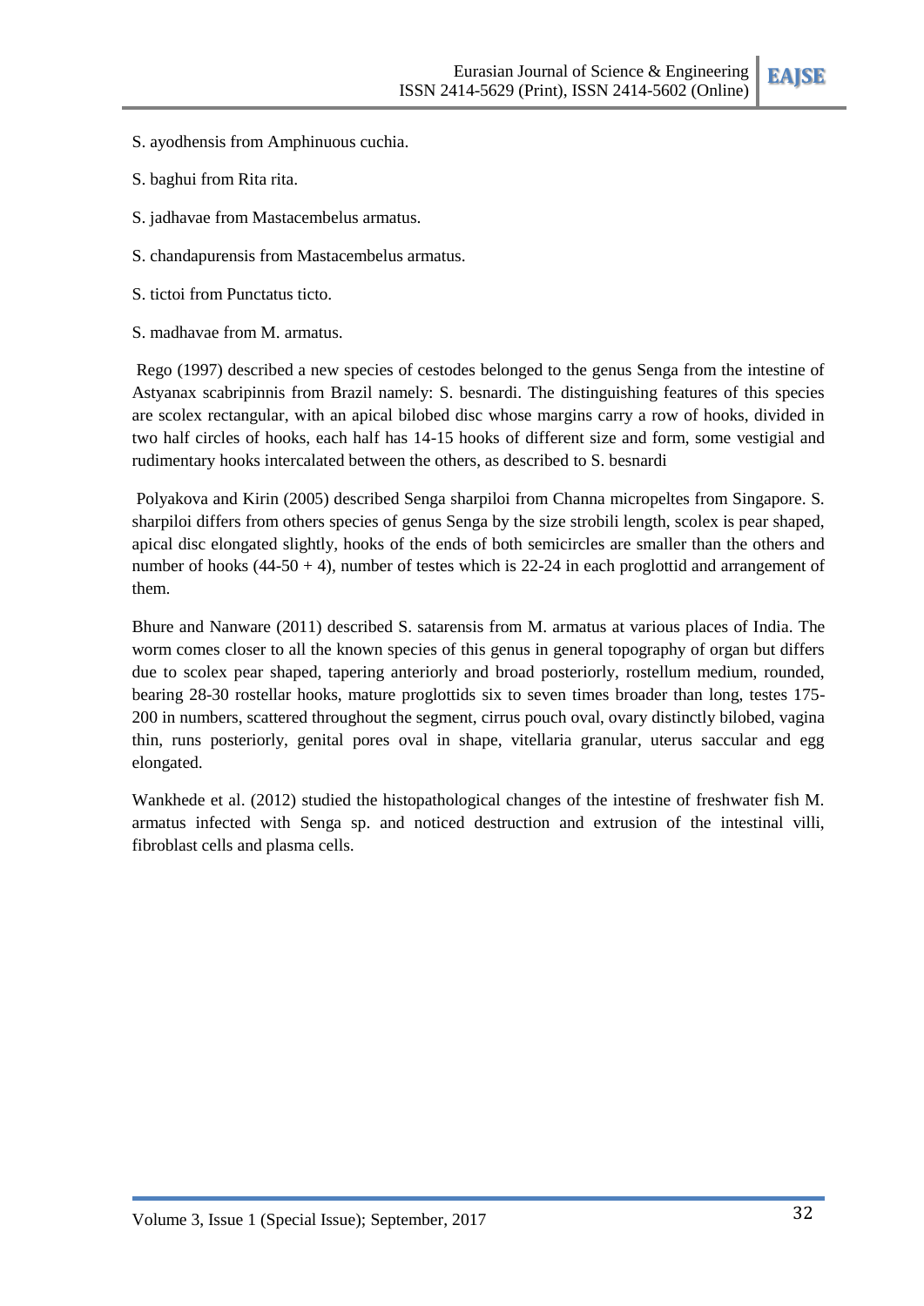S. ayodhensis from Amphinuous cuchia.

S. baghui from Rita rita.

S. jadhavae from Mastacembelus armatus.

S. chandapurensis from Mastacembelus armatus.

S. tictoi from Punctatus ticto.

S. madhavae from M. armatus.

Rego (1997) described a new species of cestodes belonged to the genus Senga from the intestine of Astyanax scabripinnis from Brazil namely: S. besnardi. The distinguishing features of this species are scolex rectangular, with an apical bilobed disc whose margins carry a row of hooks, divided in two half circles of hooks, each half has 14-15 hooks of different size and form, some vestigial and rudimentary hooks intercalated between the others, as described to S. besnardi

Polyakova and Kirin (2005) described Senga sharpiloi from Channa micropeltes from Singapore. S. sharpiloi differs from others species of genus Senga by the size strobili length, scolex is pear shaped, apical disc elongated slightly, hooks of the ends of both semicircles are smaller than the others and number of hooks (44-50 + 4), number of testes which is 22-24 in each proglottid and arrangement of them.

Bhure and Nanware (2011) described S. satarensis from M. armatus at various places of India. The worm comes closer to all the known species of this genus in general topography of organ but differs due to scolex pear shaped, tapering anteriorly and broad posteriorly, rostellum medium, rounded, bearing 28-30 rostellar hooks, mature proglottids six to seven times broader than long, testes 175-200 in numbers, scattered throughout the segment, cirrus pouch oval, ovary distinctly bilobed, vagina thin, runs posteriorly, genital pores oval in shape, vitellaria granular, uterus saccular and egg elongated.

Wankhede et al. (2012) studied the histopathological changes of the intestine of freshwater fish M. armatus infected with Senga sp. and noticed destruction and extrusion of the intestinal villi, fibroblast cells and plasma cells.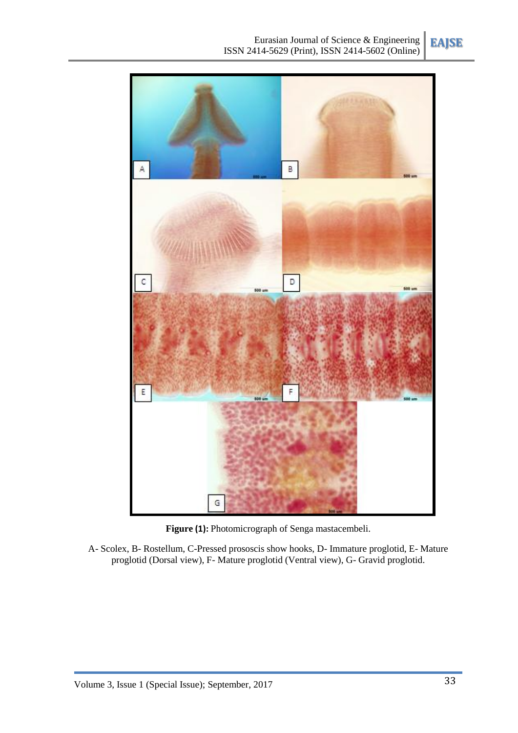**Figure (1):** Photomicrograph of Senga mastacembeli.

A- Scolex, B- Rostellum, C-Pressed prososcis show hooks, D- Immature proglotid, E- Mature proglotid (Dorsal view), F- Mature proglotid (Ventral view), G- Gravid proglotid.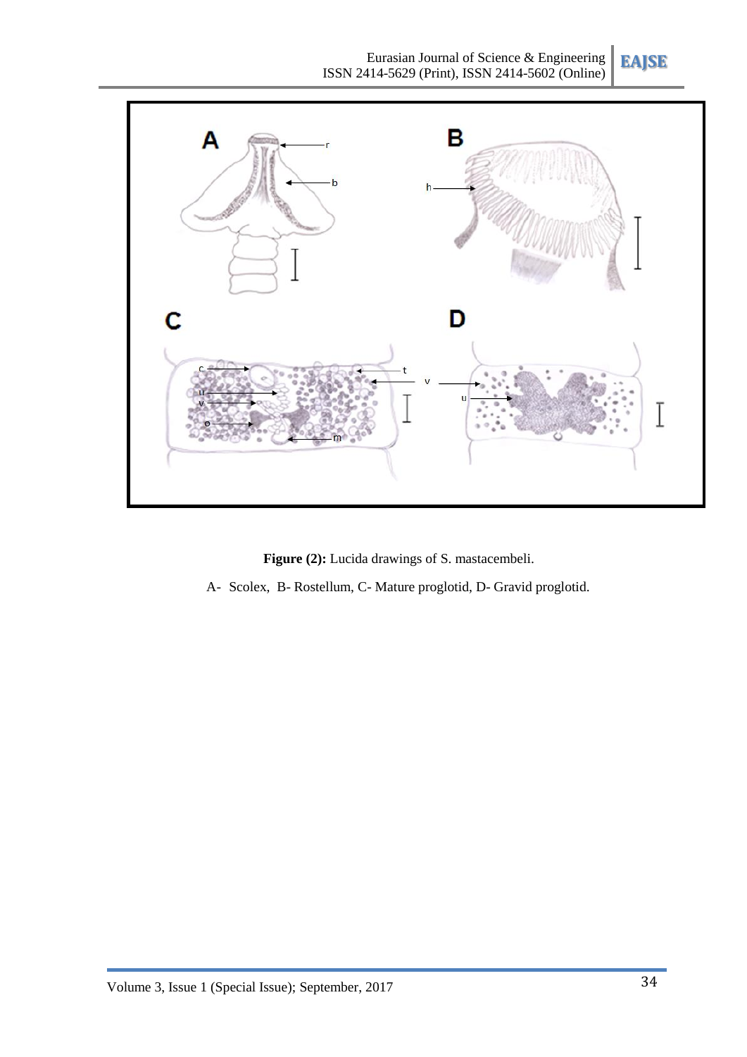**Figure (2):** Lucida drawings of S. mastacembeli.

A- Scolex, B- Rostellum, C- Mature proglotid, D- Gravid proglotid.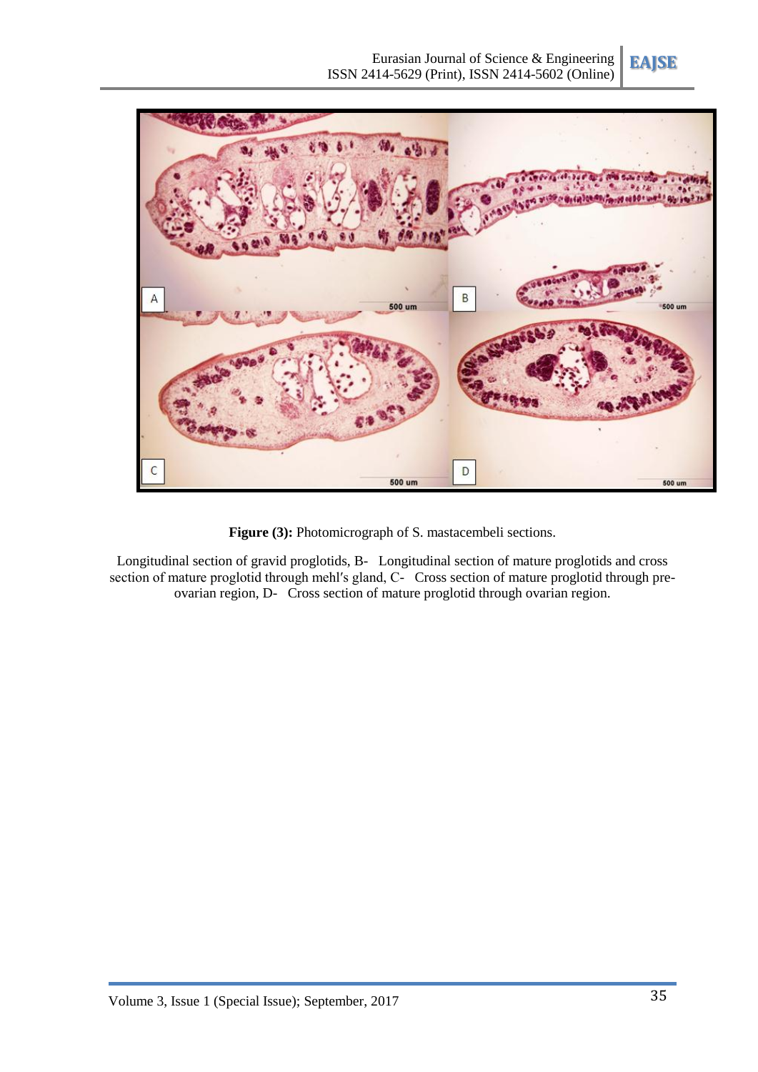**Figure (3):** Photomicrograph of S. mastacembeli sections.

Longitudinal section of gravid proglotids, B- Longitudinal section of mature proglotids and cross section of mature proglotid through mehl′s gland, C- Cross section of mature proglotid through pre-ovarian region, D- Cross section of mature proglotid through ovarian region.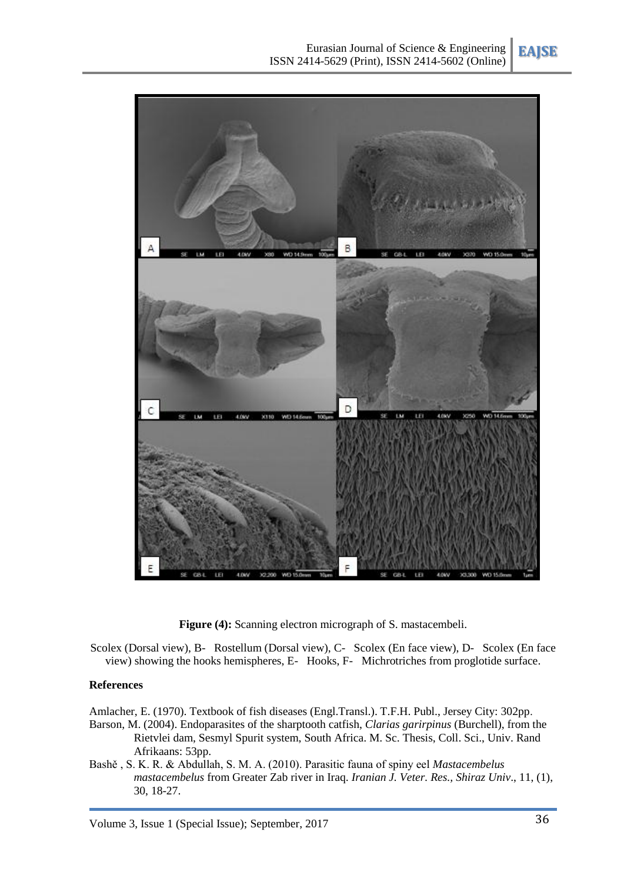**Figure (4):** Scanning electron micrograph of S. mastacembeli.

Scolex (Dorsal view), B- Rostellum (Dorsal view), C- Scolex (En face view), D- Scolex (En face view) showing the hooks hemispheres, E- Hooks, F- Michrotriches from proglotide surface.

### References

Amlacher, E. (1970). Textbook of fish diseases (Engl.Transl.). T.F.H. Publ., Jersey City: 302pp.

Barson, M. (2004). Endoparasites of the sharptooth catfish, *Clarias garirpinus* (Burchell), from the Rietvlei dam, Sesmyl Spurit system, South Africa. M. Sc. Thesis, Coll. Sci., Univ. Rand Afrikaans: 53pp.

Bashě , S. K. R. & Abdullah, S. M. A. (2010). Parasitic fauna of spiny eel *Mastacembelus mastacembelus* from Greater Zab river in Iraq. *Iranian J. Veter. Res., Shiraz Univ*., 11, (1), 30, 18-27.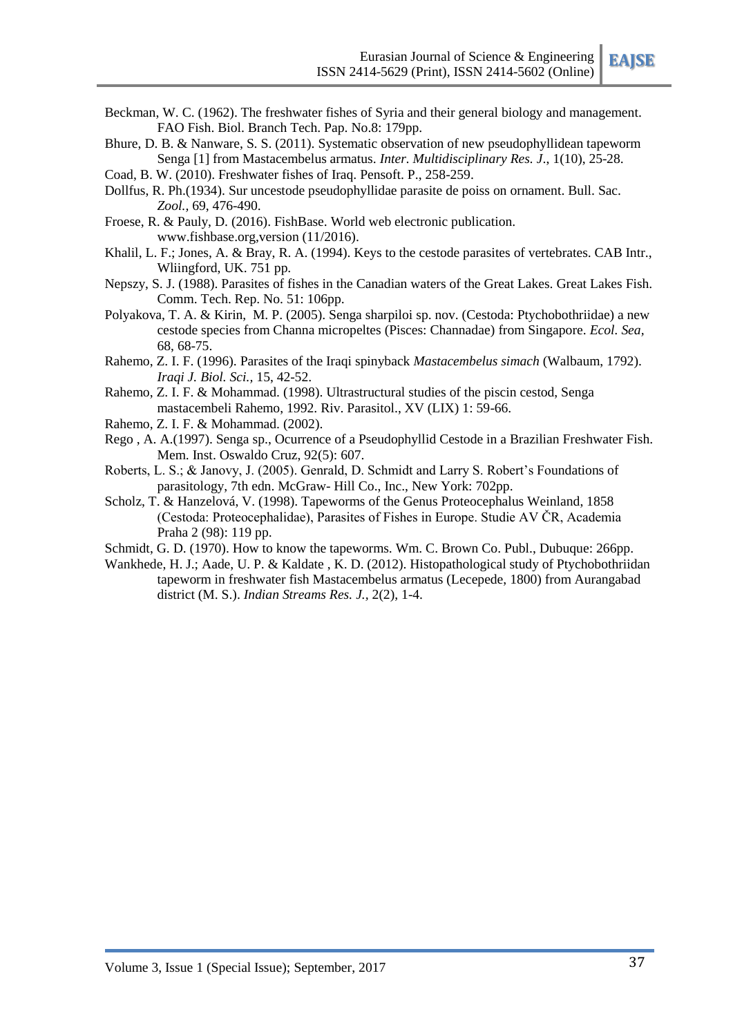Beckman, W. C. (1962). The freshwater fishes of Syria and their general biology and management. FAO Fish. Biol. Branch Tech. Pap. No.8: 179pp.

Bhure, D. B. & Nanware, S. S. (2011). Systematic observation of new pseudophyllidean tapeworm Senga [1] from Mastacembelus armatus. *Inter. Multidisciplinary Res. J.,* 1(10), 25-28.

Coad, B. W. (2010). Freshwater fishes of Iraq. Pensoft. P., 258-259.

Dollfus, R. Ph.(1934). Sur uncestode pseudophyllidae parasite de poiss on ornament. Bull. Sac. *Zool.,* 69, 476-490.

Froese, R. & Pauly, D. (2016). FishBase. World web electronic publication. www.fishbase.org,version (11/2016).

Khalil, L. F.; Jones, A. & Bray, R. A. (1994). Keys to the cestode parasites of vertebrates. CAB Intr., Wliingford, UK. 751 pp.

Nepszy, S. J. (1988). Parasites of fishes in the Canadian waters of the Great Lakes. Great Lakes Fish. Comm. Tech. Rep. No. 51: 106pp.

Polyakova, T. A. & Kirin, M. P. (2005). Senga sharpiloi sp. nov. (Cestoda: Ptychobothriidae) a new cestode species from Channa micropeltes (Pisces: Channadae) from Singapore. *Ecol. Sea,* 68, 68-75.

Rahemo, Z. I. F. (1996). Parasites of the Iraqi spinyback *Mastacembelus simach* (Walbaum, 1792). *Iraqi J. Biol. Sci.,* 15, 42-52.

Rahemo, Z. I. F. & Mohammad. (1998). Ultrastructural studies of the piscin cestod, Senga mastacembeli Rahemo, 1992. Riv. Parasitol., XV (LIX) 1: 59-66.

Rahemo, Z. I. F. & Mohammad. (2002).

Rego , A. A.(1997). Senga sp., Ocurrence of a Pseudophyllid Cestode in a Brazilian Freshwater Fish. Mem. Inst. Oswaldo Cruz, 92(5): 607.

Roberts, L. S.; & Janovy, J. (2005). Genrald, D. Schmidt and Larry S. Robert's Foundations of parasitology, 7th edn. McGraw- Hill Co., Inc., New York: 702pp.

Scholz, T. & Hanzelová, V. (1998). Tapeworms of the Genus Proteocephalus Weinland, 1858 (Cestoda: Proteocephalidae), Parasites of Fishes in Europe. Studie AV ČR, Academia Praha 2 (98): 119 pp.

Schmidt, G. D. (1970). How to know the tapeworms. Wm. C. Brown Co. Publ., Dubuque: 266pp.

Wankhede, H. J.; Aade, U. P. & Kaldate , K. D. (2012). Histopathological study of Ptychobothriidan tapeworm in freshwater fish Mastacembelus armatus (Lecepede, 1800) from Aurangabad district (M. S.). *Indian Streams Res. J.,* 2(2), 1-4.